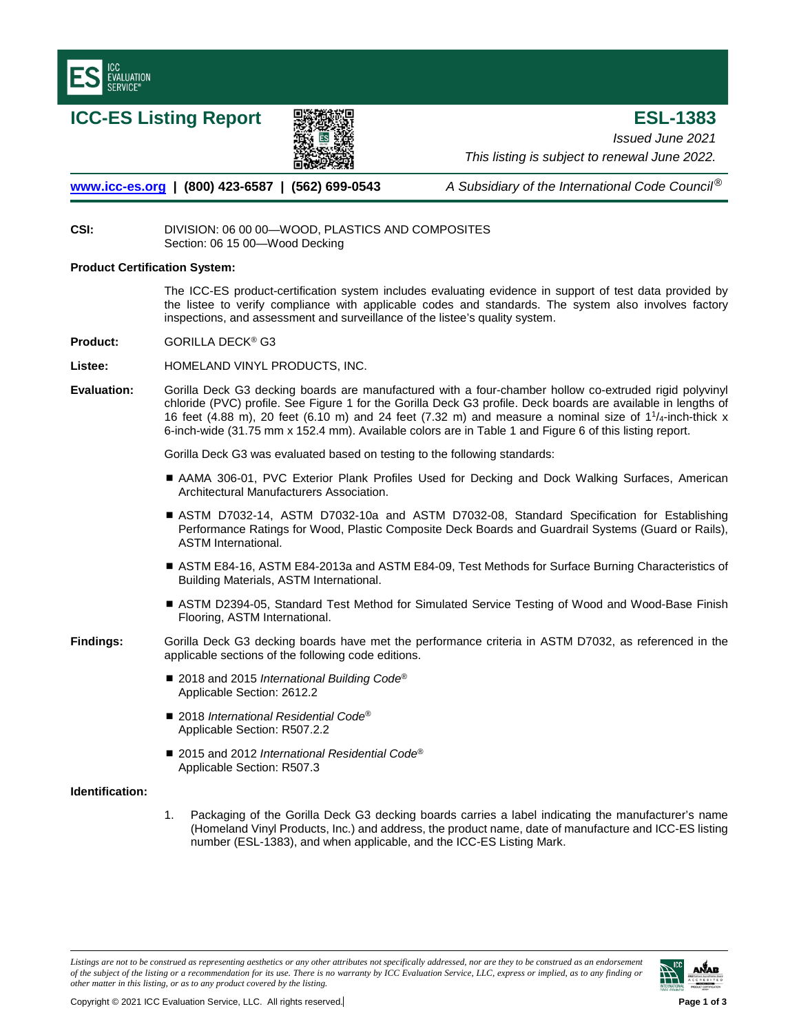# ICC-ES Listing Report

# ESL-1383

*Issued June 2021*

*This listing is subject to renewal June 2022.*

**www.icc-es.org | (800) 423-6587 | (562) 699-0543** *A Subsidiary of the International Code Council®*

**CSI:** DIVISION: 06 00 00—WOOD, PLASTICS AND COMPOSITES
Section: 06 15 00—Wood Decking

**Product Certification System:**

The ICC-ES product-certification system includes evaluating evidence in support of test data provided by the listee to verify compliance with applicable codes and standards. The system also involves factory inspections, and assessment and surveillance of the listee's quality system.

**Product:** GORILLA DECK® G3

**Listee:** HOMELAND VINYL PRODUCTS, INC.

**Evaluation:** Gorilla Deck G3 decking boards are manufactured with a four-chamber hollow co-extruded rigid polyvinyl chloride (PVC) profile. See Figure 1 for the Gorilla Deck G3 profile. Deck boards are available in lengths of 16 feet (4.88 m), 20 feet (6.10 m) and 24 feet (7.32 m) and measure a nominal size of 1¼-inch-thick x 6-inch-wide (31.75 mm x 152.4 mm). Available colors are in Table 1 and Figure 6 of this listing report.

Gorilla Deck G3 was evaluated based on testing to the following standards:

- AAMA 306-01, PVC Exterior Plank Profiles Used for Decking and Dock Walking Surfaces, American Architectural Manufacturers Association.
- ASTM D7032-14, ASTM D7032-10a and ASTM D7032-08, Standard Specification for Establishing Performance Ratings for Wood, Plastic Composite Deck Boards and Guardrail Systems (Guard or Rails), ASTM International.
- ASTM E84-16, ASTM E84-2013a and ASTM E84-09, Test Methods for Surface Burning Characteristics of Building Materials, ASTM International.
- ASTM D2394-05, Standard Test Method for Simulated Service Testing of Wood and Wood-Base Finish Flooring, ASTM International.

**Findings:** Gorilla Deck G3 decking boards have met the performance criteria in ASTM D7032, as referenced in the applicable sections of the following code editions.

- 2018 and 2015 *International Building Code®*
  Applicable Section: 2612.2
- 2018 *International Residential Code®*
  Applicable Section: R507.2.2
- 2015 and 2012 *International Residential Code®*
  Applicable Section: R507.3

**Identification:**

1. Packaging of the Gorilla Deck G3 decking boards carries a label indicating the manufacturer's name (Homeland Vinyl Products, Inc.) and address, the product name, date of manufacture and ICC-ES listing number (ESL-1383), and when applicable, and the ICC-ES Listing Mark.

*Listings are not to be construed as representing aesthetics or any other attributes not specifically addressed, nor are they to be construed as an endorsement of the subject of the listing or a recommendation for its use. There is no warranty by ICC Evaluation Service, LLC, express or implied, as to any finding or other matter in this listing, or as to any product covered by the listing.*

Copyright © 2021 ICC Evaluation Service, LLC. All rights reserved.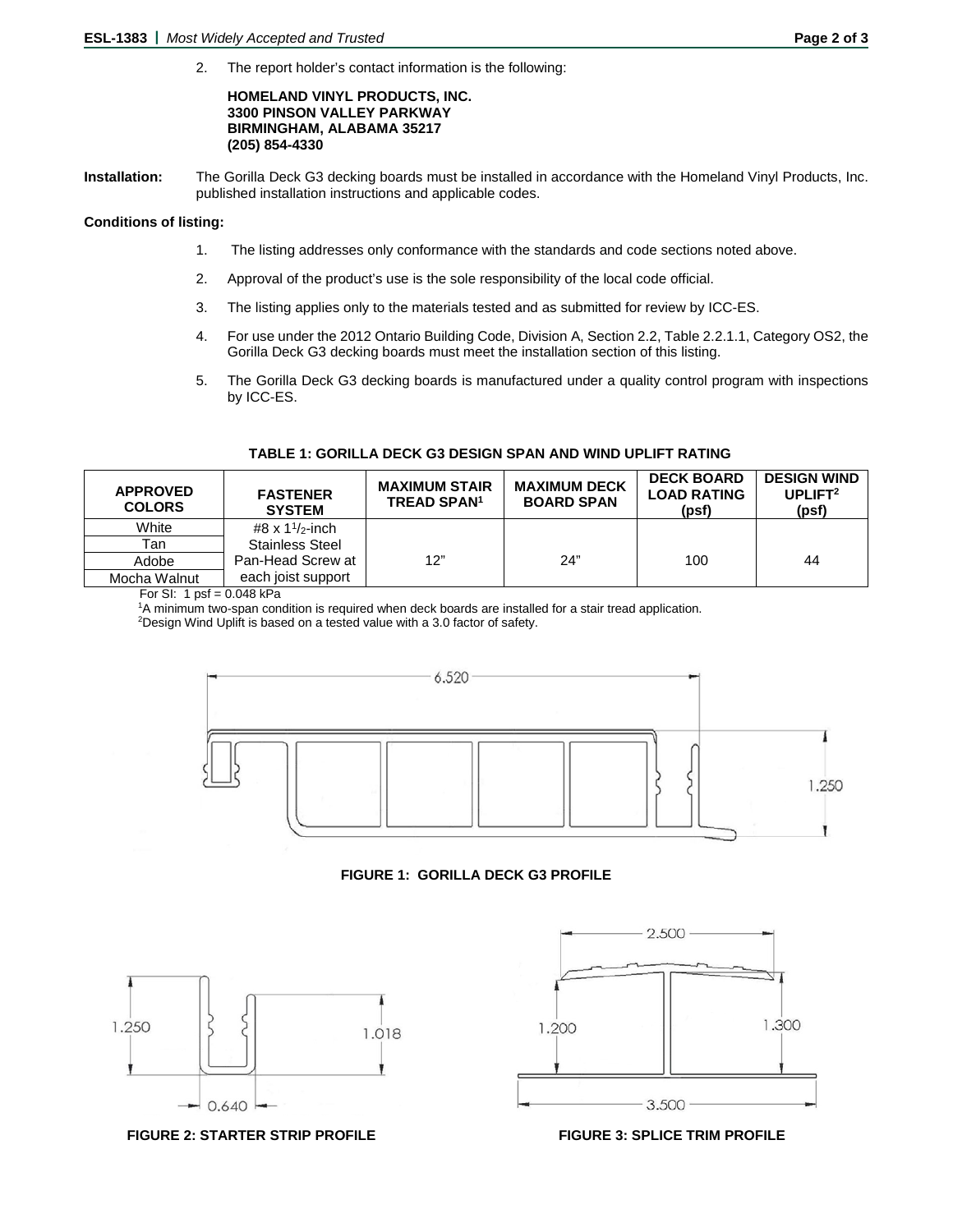2. The report holder's contact information is the following:

   **HOMELAND VINYL PRODUCTS, INC.**
   **3300 PINSON VALLEY PARKWAY**
   **BIRMINGHAM, ALABAMA 35217**
   **(205) 854-4330**

**Installation:** The Gorilla Deck G3 decking boards must be installed in accordance with the Homeland Vinyl Products, Inc. published installation instructions and applicable codes.

**Conditions of listing:**

1. The listing addresses only conformance with the standards and code sections noted above.
2. Approval of the product's use is the sole responsibility of the local code official.
3. The listing applies only to the materials tested and as submitted for review by ICC-ES.
4. For use under the 2012 Ontario Building Code, Division A, Section 2.2, Table 2.2.1.1, Category OS2, the Gorilla Deck G3 decking boards must meet the installation section of this listing.
5. The Gorilla Deck G3 decking boards is manufactured under a quality control program with inspections by ICC-ES.

**TABLE 1: GORILLA DECK G3 DESIGN SPAN AND WIND UPLIFT RATING**

| APPROVED COLORS | FASTENER SYSTEM | MAXIMUM STAIR TREAD SPAN[1] | MAXIMUM DECK BOARD SPAN | DECK BOARD LOAD RATING (psf) | DESIGN WIND UPLIFT[2] (psf) |
|---|---|---|---|---|---|
| White<br>Tan<br>Adobe<br>Mocha Walnut | #8 x $1^1/_2$-inch Stainless Steel Pan-Head Screw at each joist support | 12" | 24" | 100 | 44 |

For SI: 1 psf = 0.048 kPa

[1]A minimum two-span condition is required when deck boards are installed for a stair tread application.

[2]Design Wind Uplift is based on a tested value with a 3.0 factor of safety.

6.520

1.250

**FIGURE 1: GORILLA DECK G3 PROFILE**

1.250 1.018

0.640

**FIGURE 2: STARTER STRIP PROFILE**

2.500

1.200 1.300

3.500

**FIGURE 3: SPLICE TRIM PROFILE**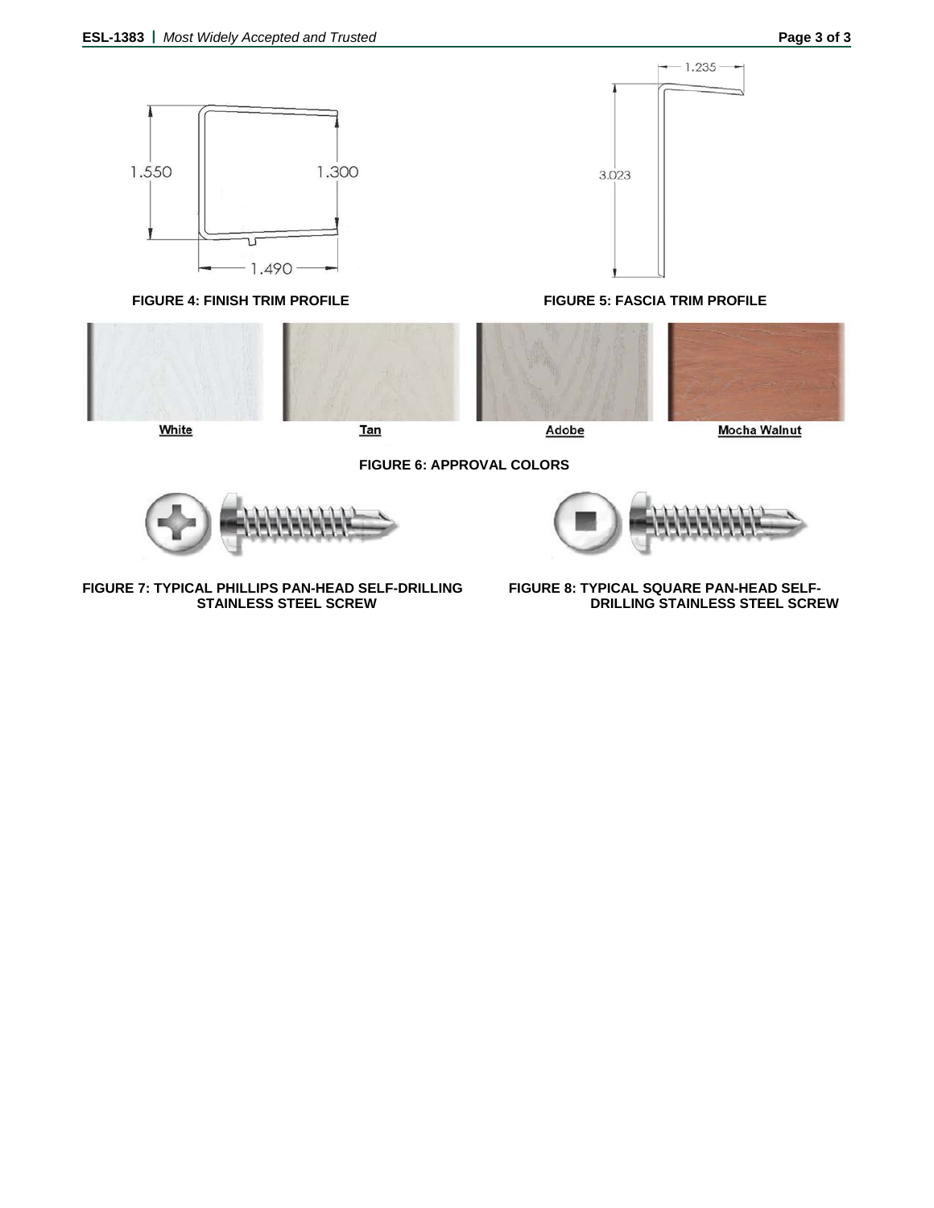1.550

1.300

1.490

**FIGURE 4: FINISH TRIM PROFILE**

1.235

3.023

**FIGURE 5: FASCIA TRIM PROFILE**

White

Tan

Adobe

Mocha Walnut

**FIGURE 6: APPROVAL COLORS**

**FIGURE 7: TYPICAL PHILLIPS PAN-HEAD SELF-DRILLING STAINLESS STEEL SCREW**

**FIGURE 8: TYPICAL SQUARE PAN-HEAD SELF-DRILLING STAINLESS STEEL SCREW**